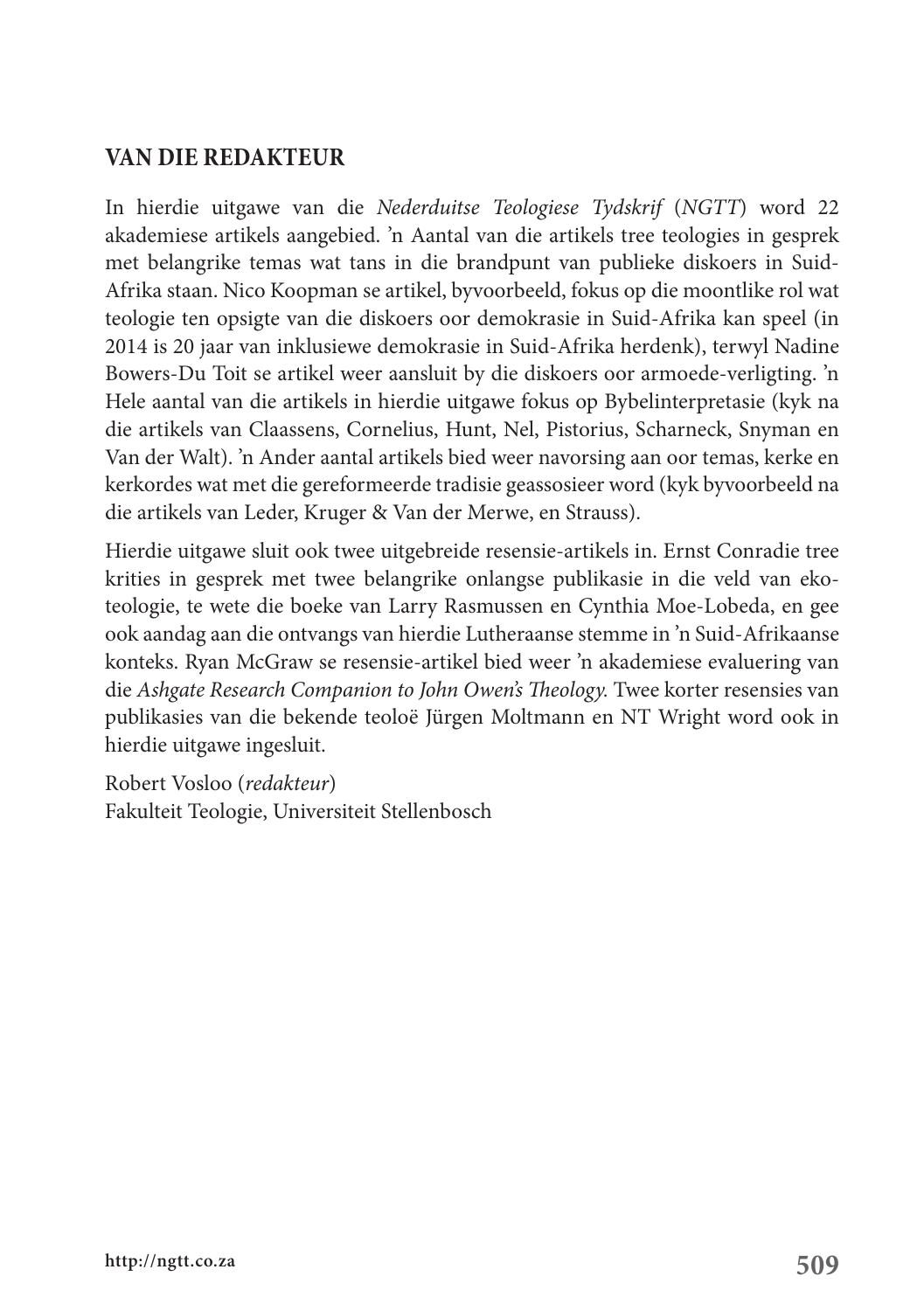## VAN DIE REDAKTEUR

In hierdie uitgawe van die *Nederduitse Teologiese Tydskrif* (*NGTT*) word 22 akademiese artikels aangebied. ’n Aantal van die artikels tree teologies in gesprek met belangrike temas wat tans in die brandpunt van publieke diskoers in Suid-Afrika staan. Nico Koopman se artikel, byvoorbeeld, fokus op die moontlike rol wat teologie ten opsigte van die diskoers oor demokrasie in Suid-Afrika kan speel (in 2014 is 20 jaar van inklusiewe demokrasie in Suid-Afrika herdenk), terwyl Nadine Bowers-Du Toit se artikel weer aansluit by die diskoers oor armoede-verligting. ’n Hele aantal van die artikels in hierdie uitgawe fokus op Bybelinterpretasie (kyk na die artikels van Claassens, Cornelius, Hunt, Nel, Pistorius, Scharneck, Snyman en Van der Walt). ’n Ander aantal artikels bied weer navorsing aan oor temas, kerke en kerkordes wat met die gereformeerde tradisie geassosieer word (kyk byvoorbeeld na die artikels van Leder, Kruger & Van der Merwe, en Strauss).

Hierdie uitgawe sluit ook twee uitgebreide resensie-artikels in. Ernst Conradie tree krities in gesprek met twee belangrike onlangse publikasie in die veld van eko-teologie, te wete die boeke van Larry Rasmussen en Cynthia Moe-Lobeda, en gee ook aandag aan die ontvangs van hierdie Lutheraanse stemme in ’n Suid-Afrikaanse konteks. Ryan McGraw se resensie-artikel bied weer ’n akademiese evaluering van die *Ashgate Research Companion to John Owen’s Theology.* Twee korter resensies van publikasies van die bekende teoloë Jürgen Moltmann en NT Wright word ook in hierdie uitgawe ingesluit.

Robert Vosloo (*redakteur*)  
Fakulteit Teologie, Universiteit Stellenbosch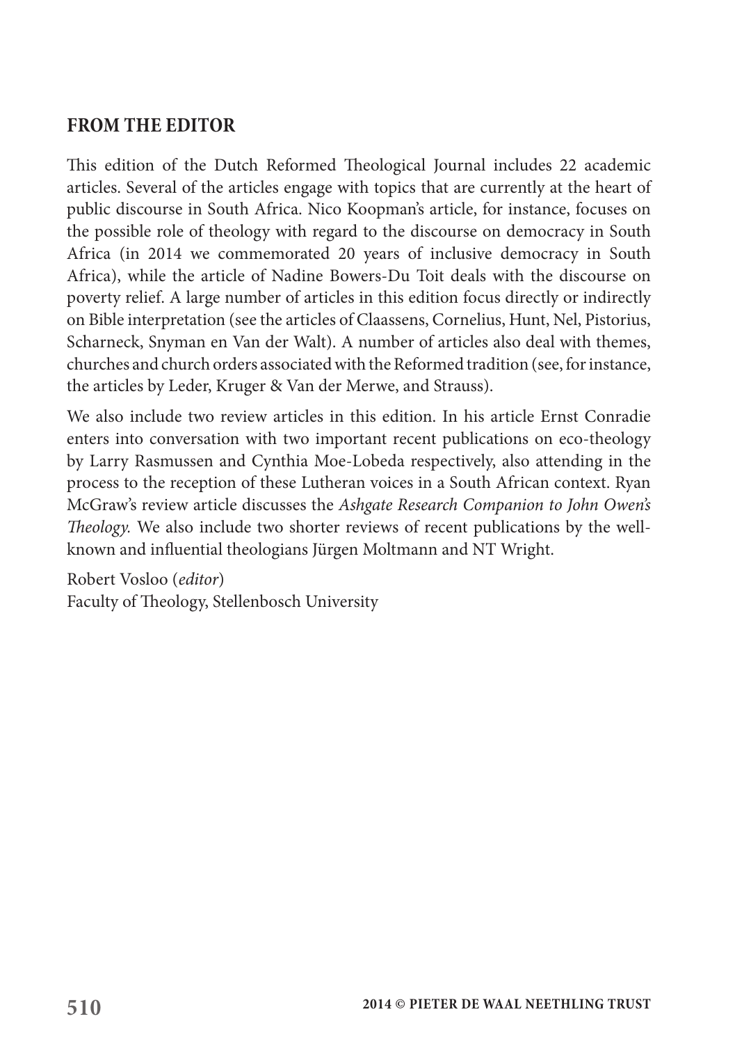## FROM THE EDITOR

This edition of the Dutch Reformed Theological Journal includes 22 academic articles. Several of the articles engage with topics that are currently at the heart of public discourse in South Africa. Nico Koopman's article, for instance, focuses on the possible role of theology with regard to the discourse on democracy in South Africa (in 2014 we commemorated 20 years of inclusive democracy in South Africa), while the article of Nadine Bowers-Du Toit deals with the discourse on poverty relief. A large number of articles in this edition focus directly or indirectly on Bible interpretation (see the articles of Claassens, Cornelius, Hunt, Nel, Pistorius, Scharneck, Snyman en Van der Walt). A number of articles also deal with themes, churches and church orders associated with the Reformed tradition (see, for instance, the articles by Leder, Kruger & Van der Merwe, and Strauss).

We also include two review articles in this edition. In his article Ernst Conradie enters into conversation with two important recent publications on eco-theology by Larry Rasmussen and Cynthia Moe-Lobeda respectively, also attending in the process to the reception of these Lutheran voices in a South African context. Ryan McGraw's review article discusses the *Ashgate Research Companion to John Owen's Theology.* We also include two shorter reviews of recent publications by the well-known and influential theologians Jürgen Moltmann and NT Wright.

Robert Vosloo (*editor*)
Faculty of Theology, Stellenbosch University